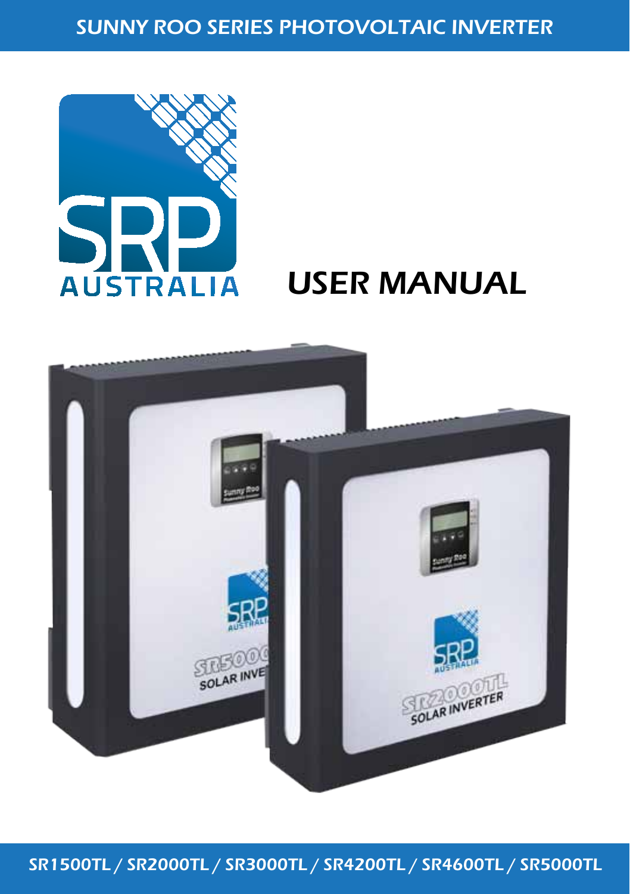# SUNNY ROO SERIES PHOTOVOLTAIC INVERTER

SRP AUSTRALIA

# USER MANUAL

SR1500TL / SR2000TL / SR3000TL / SR4200TL / SR4600TL / SR5000TL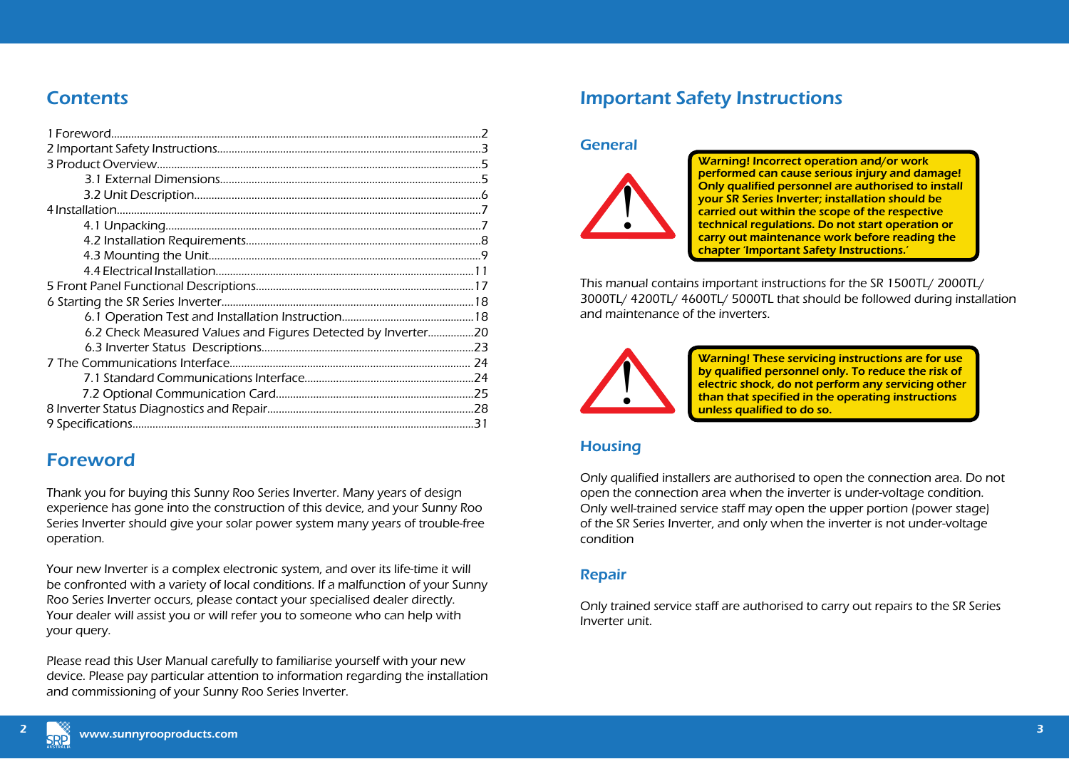## Contents

| | |
|---|---|
| 1 Foreword | 2 |
| 2 Important Safety Instructions | 3 |
| 3 Product Overview | 5 |
| 3.1 External Dimensions | 5 |
| 3.2 Unit Description | 6 |
| 4 Installation | 7 |
| 4.1 Unpacking | 7 |
| 4.2 Installation Requirements | 8 |
| 4.3 Mounting the Unit | 9 |
| 4.4 Electrical Installation | 11 |
| 5 Front Panel Functional Descriptions | 17 |
| 6 Starting the SR Series Inverter | 18 |
| 6.1 Operation Test and Installation Instruction | 18 |
| 6.2 Check Measured Values and Figures Detected by Inverter | 20 |
| 6.3 Inverter Status Descriptions | 23 |
| 7 The Communications Interface | 24 |
| 7.1 Standard Communications Interface | 24 |
| 7.2 Optional Communication Card | 25 |
| 8 Inverter Status Diagnostics and Repair | 28 |
| 9 Specifications | 31 |

## Foreword

Thank you for buying this Sunny Roo Series Inverter. Many years of design experience has gone into the construction of this device, and your Sunny Roo Series Inverter should give your solar power system many years of trouble-free operation.

Your new Inverter is a complex electronic system, and over its life-time it will be confronted with a variety of local conditions. If a malfunction of your Sunny Roo Series Inverter occurs, please contact your specialised dealer directly. Your dealer will assist you or will refer you to someone who can help with your query.

Please read this User Manual carefully to familiarise yourself with your new device. Please pay particular attention to information regarding the installation and commissioning of your Sunny Roo Series Inverter.

## Important Safety Instructions

### General

**Warning! Incorrect operation and/or work performed can cause serious injury and damage! Only qualified personnel are authorised to install your SR Series Inverter; installation should be carried out within the scope of the respective technical regulations. Do not start operation or carry out maintenance work before reading the chapter 'Important Safety Instructions.'**

This manual contains important instructions for the SR 1500TL/ 2000TL/ 3000TL/ 4200TL/ 4600TL/ 5000TL that should be followed during installation and maintenance of the inverters.

**Warning! These servicing instructions are for use by qualified personnel only. To reduce the risk of electric shock, do not perform any servicing other than that specified in the operating instructions unless qualified to do so.**

### Housing

Only qualified installers are authorised to open the connection area. Do not open the connection area when the inverter is under-voltage condition. Only well-trained service staff may open the upper portion (power stage) of the SR Series Inverter, and only when the inverter is not under-voltage condition

### Repair

Only trained service staff are authorised to carry out repairs to the SR Series Inverter unit.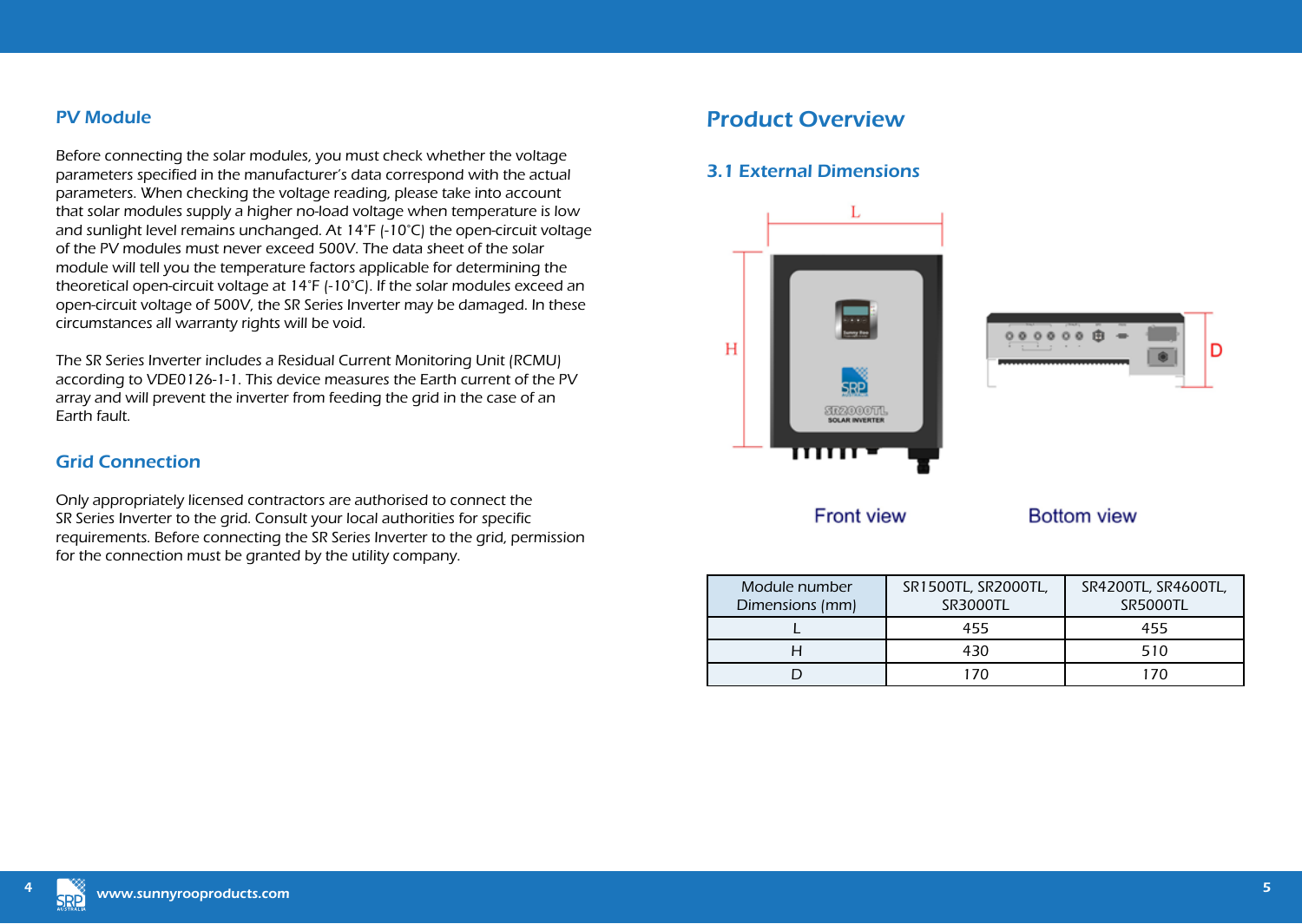## PV Module

Before connecting the solar modules, you must check whether the voltage parameters specified in the manufacturer's data correspond with the actual parameters. When checking the voltage reading, please take into account that solar modules supply a higher no-load voltage when temperature is low and sunlight level remains unchanged. At 14˚F (-10˚C) the open-circuit voltage of the PV modules must never exceed 500V. The data sheet of the solar module will tell you the temperature factors applicable for determining the theoretical open-circuit voltage at 14˚F (-10˚C). If the solar modules exceed an open-circuit voltage of 500V, the SR Series Inverter may be damaged. In these circumstances all warranty rights will be void.

The SR Series Inverter includes a Residual Current Monitoring Unit (RCMU) according to VDE0126-1-1. This device measures the Earth current of the PV array and will prevent the inverter from feeding the grid in the case of an Earth fault.

## Grid Connection

Only appropriately licensed contractors are authorised to connect the SR Series Inverter to the grid. Consult your local authorities for specific requirements. Before connecting the SR Series Inverter to the grid, permission for the connection must be granted by the utility company.

# Product Overview

## 3.1 External Dimensions

Front view

Bottom view

| Module number Dimensions (mm) | SR1500TL, SR2000TL, SR3000TL | SR4200TL, SR4600TL, SR5000TL |
|---|---|---|
| L | 455 | 455 |
| H | 430 | 510 |
| D | 170 | 170 |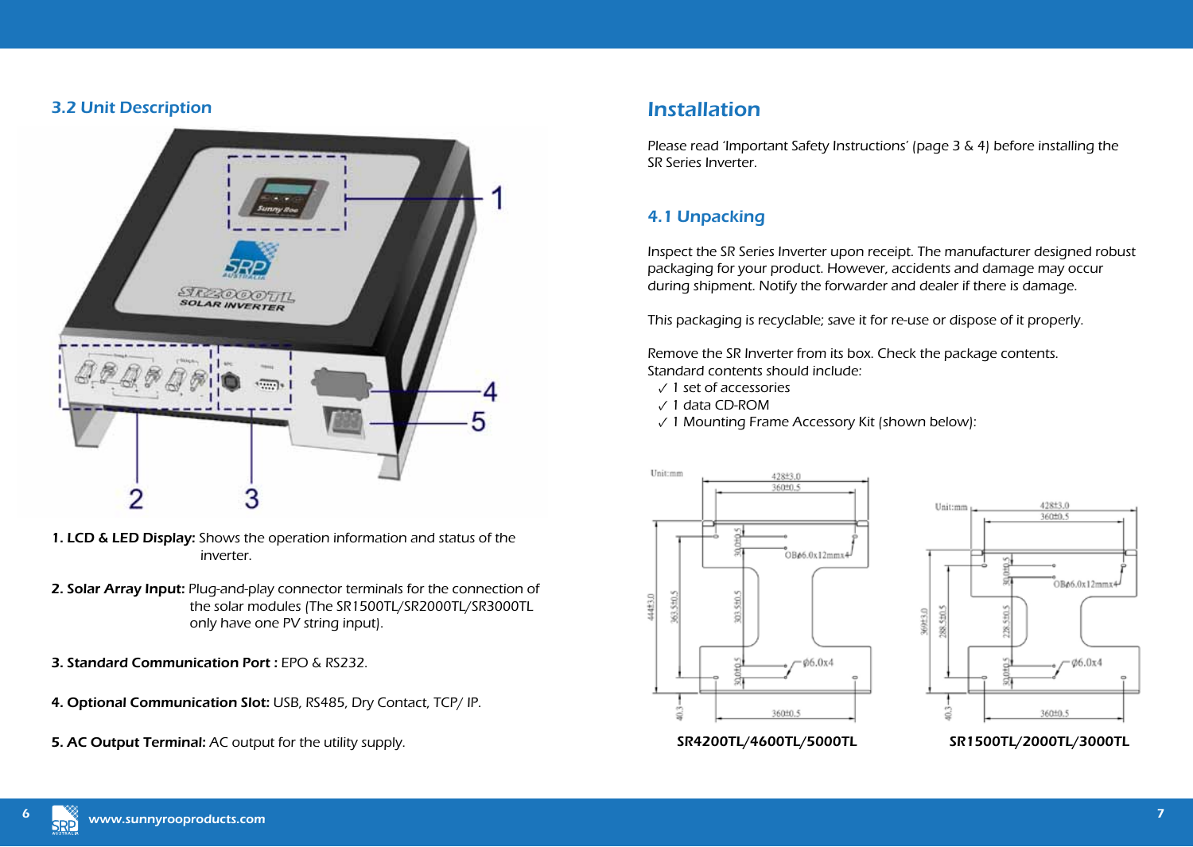## 3.2 Unit Description

**1. LCD & LED Display:** Shows the operation information and status of the inverter.

**2. Solar Array Input:** Plug-and-play connector terminals for the connection of the solar modules (The SR1500TL/SR2000TL/SR3000TL only have one PV string input).

**3. Standard Communication Port :** EPO & RS232.

**4. Optional Communication Slot:** USB, RS485, Dry Contact, TCP/ IP.

**5. AC Output Terminal:** AC output for the utility supply.

# Installation

Please read 'Important Safety Instructions' (page 3 & 4) before installing the SR Series Inverter.

## 4.1 Unpacking

Inspect the SR Series Inverter upon receipt. The manufacturer designed robust packaging for your product. However, accidents and damage may occur during shipment. Notify the forwarder and dealer if there is damage.

This packaging is recyclable; save it for re-use or dispose of it properly.

Remove the SR Inverter from its box. Check the package contents.
Standard contents should include:

- ✓ 1 set of accessories
- ✓ 1 data CD-ROM
- ✓ 1 Mounting Frame Accessory Kit (shown below):

**SR4200TL/4600TL/5000TL**

**SR1500TL/2000TL/3000TL**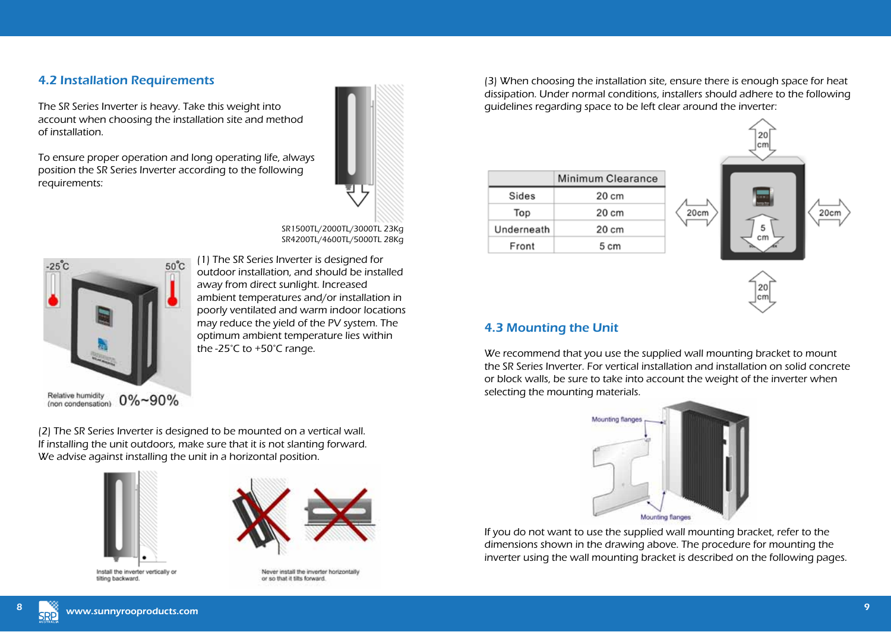## 4.2 Installation Requirements

The SR Series Inverter is heavy. Take this weight into account when choosing the installation site and method of installation.

To ensure proper operation and long operating life, always position the SR Series Inverter according to the following requirements:

SR1500TL/2000TL/3000TL 23Kg
SR4200TL/4600TL/5000TL 28Kg

-25°C 50°C

Relative humidity (non condensation) 0%~90%

(1) The SR Series Inverter is designed for outdoor installation, and should be installed away from direct sunlight. Increased ambient temperatures and/or installation in poorly ventilated and warm indoor locations may reduce the yield of the PV system. The optimum ambient temperature lies within the -25°C to +50°C range.

(2) The SR Series Inverter is designed to be mounted on a vertical wall. If installing the unit outdoors, make sure that it is not slanting forward. We advise against installing the unit in a horizontal position.

Install the inverter vertically or tilting backward.

Never install the inverter horizontally or so that it tilts forward.

(3) When choosing the installation site, ensure there is enough space for heat dissipation. Under normal conditions, installers should adhere to the following guidelines regarding space to be left clear around the inverter:

| | Minimum Clearance |
|---|---|
| Sides | 20 cm |
| Top | 20 cm |
| Underneath | 20 cm |
| Front | 5 cm |

## 4.3 Mounting the Unit

We recommend that you use the supplied wall mounting bracket to mount the SR Series Inverter. For vertical installation and installation on solid concrete or block walls, be sure to take into account the weight of the inverter when selecting the mounting materials.

Mounting flanges

Mounting flanges

If you do not want to use the supplied wall mounting bracket, refer to the dimensions shown in the drawing above. The procedure for mounting the inverter using the wall mounting bracket is described on the following pages.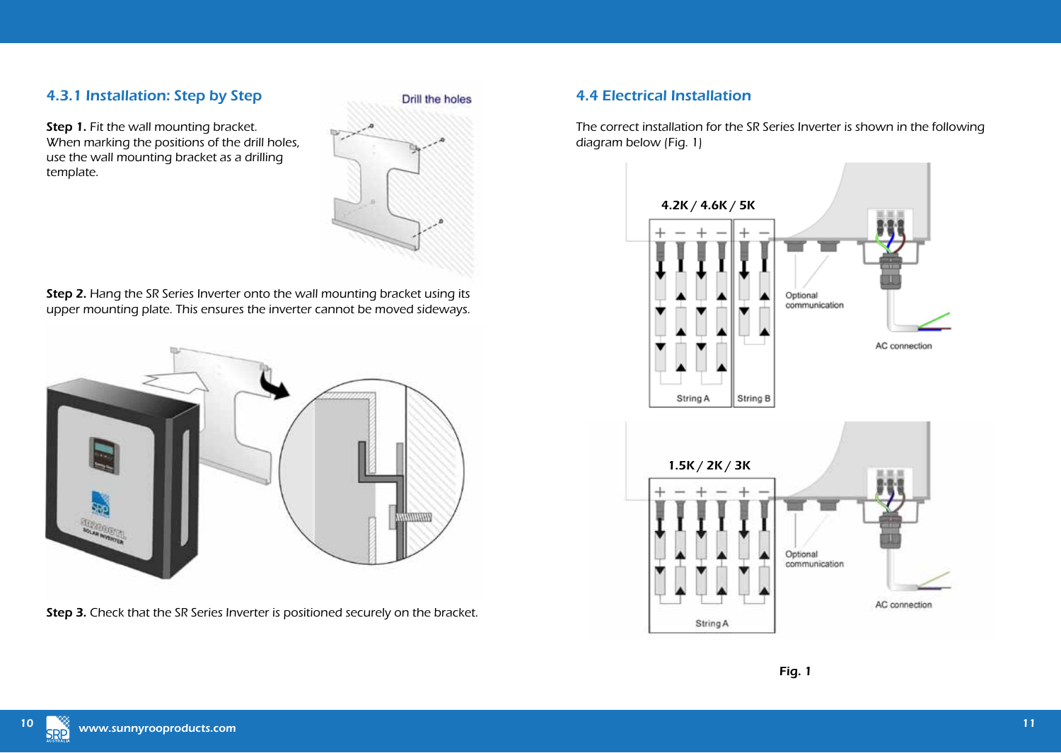### 4.3.1 Installation: Step by Step

**Step 1.** Fit the wall mounting bracket.
When marking the positions of the drill holes, use the wall mounting bracket as a drilling template.

Drill the holes

**Step 2.** Hang the SR Series Inverter onto the wall mounting bracket using its upper mounting plate. This ensures the inverter cannot be moved sideways.

**Step 3.** Check that the SR Series Inverter is positioned securely on the bracket.

### 4.4 Electrical Installation

The correct installation for the SR Series Inverter is shown in the following diagram below (Fig. 1)

4.2K / 4.6K / 5K

String A   String B

Optional communication

AC connection

1.5K / 2K / 3K

String A

Optional communication

AC connection

**Fig. 1**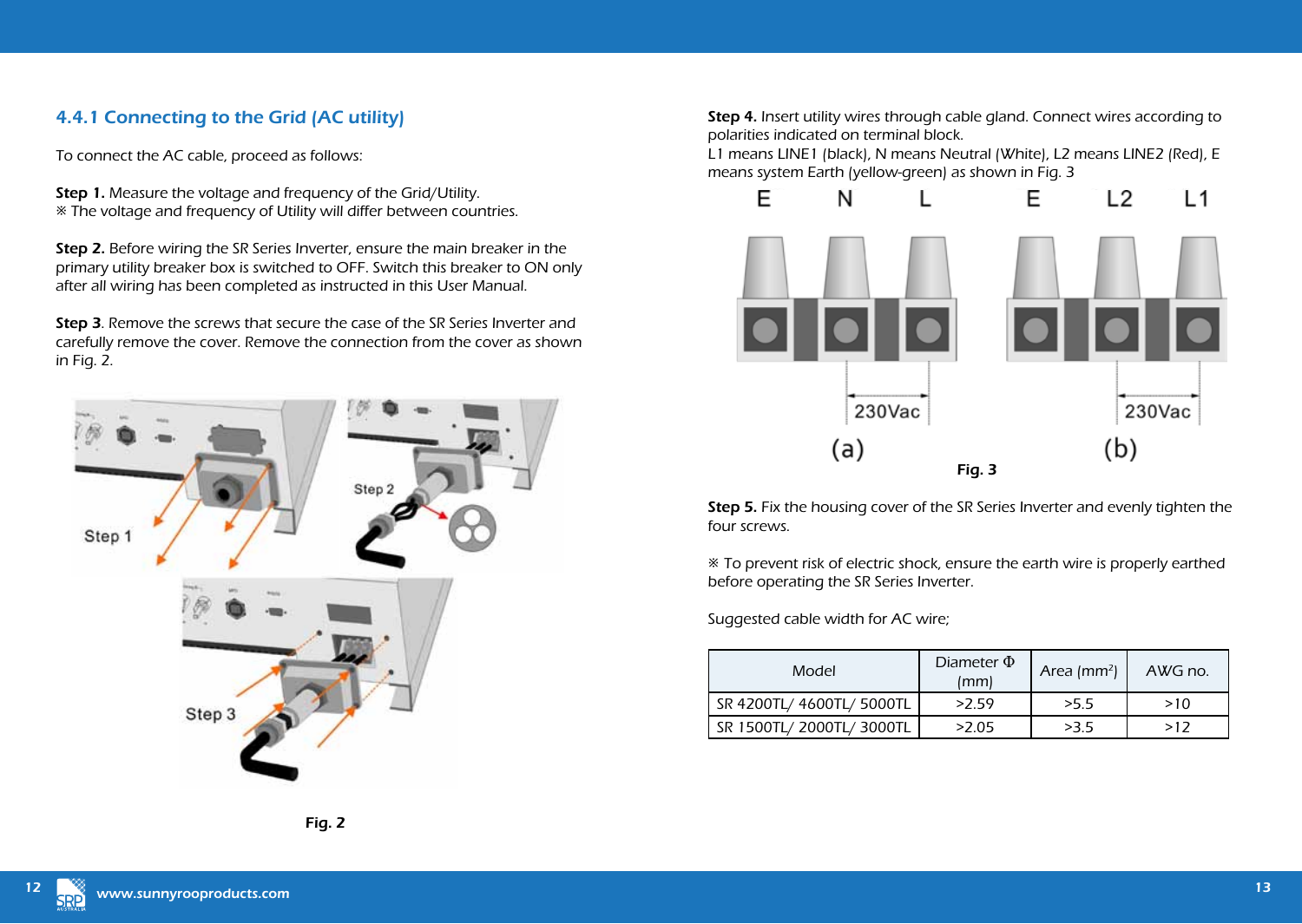### 4.4.1 Connecting to the Grid (AC utility)

To connect the AC cable, proceed as follows:

**Step 1.** Measure the voltage and frequency of the Grid/Utility.
※ The voltage and frequency of Utility will differ between countries.

**Step 2.** Before wiring the SR Series Inverter, ensure the main breaker in the primary utility breaker box is switched to OFF. Switch this breaker to ON only after all wiring has been completed as instructed in this User Manual.

**Step 3**. Remove the screws that secure the case of the SR Series Inverter and carefully remove the cover. Remove the connection from the cover as shown in Fig. 2.

**Fig. 2**

**Step 4.** Insert utility wires through cable gland. Connect wires according to polarities indicated on terminal block.
L1 means LINE1 (black), N means Neutral (White), L2 means LINE2 (Red), E means system Earth (yellow-green) as shown in Fig. 3

**Fig. 3**

**Step 5.** Fix the housing cover of the SR Series Inverter and evenly tighten the four screws.

※ To prevent risk of electric shock, ensure the earth wire is properly earthed before operating the SR Series Inverter.

Suggested cable width for AC wire;

| Model | Diameter Φ (mm) | Area ($mm^2$) | AWG no. |
|---|---|---|---|
| SR 4200TL/ 4600TL/ 5000TL | >2.59 | >5.5 | >10 |
| SR 1500TL/ 2000TL/ 3000TL | >2.05 | >3.5 | >12 |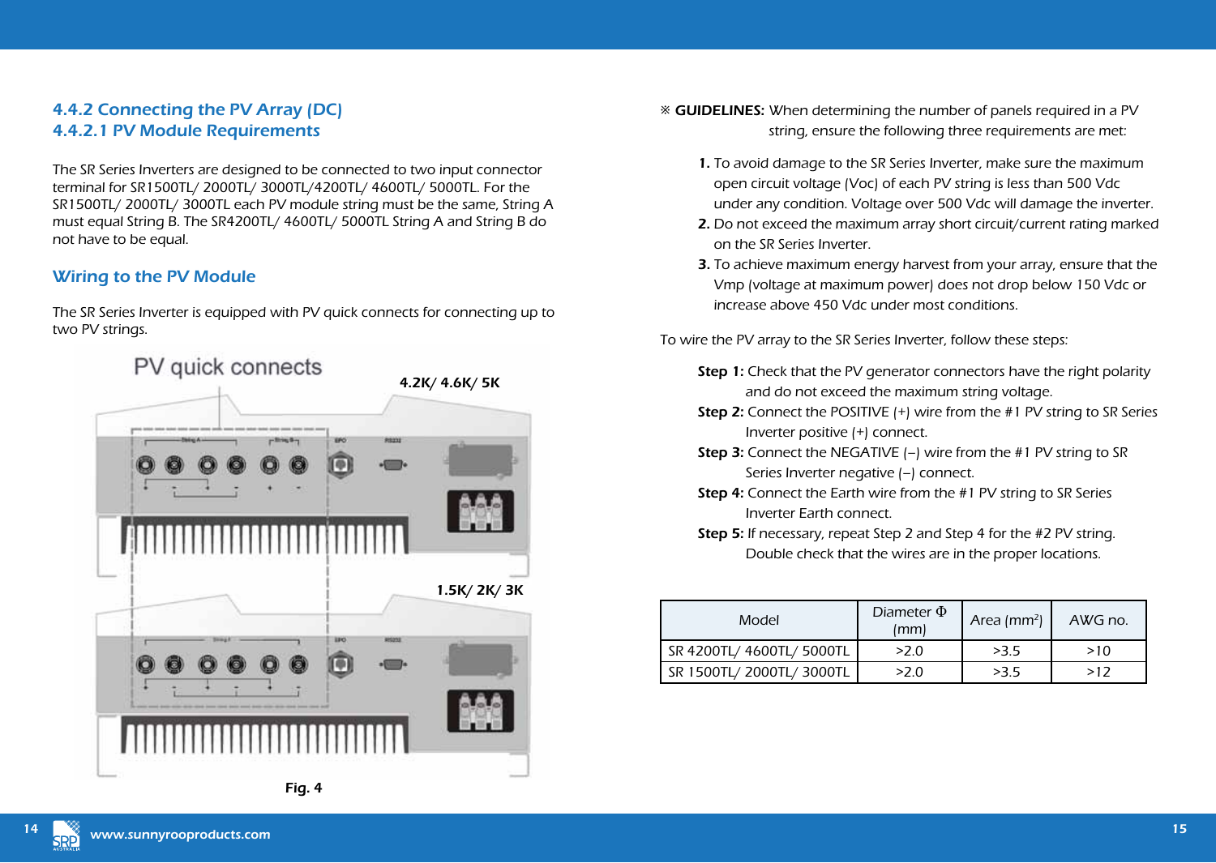## 4.4.2 Connecting the PV Array (DC)

### 4.4.2.1 PV Module Requirements

The SR Series Inverters are designed to be connected to two input connector terminal for SR1500TL/ 2000TL/ 3000TL/4200TL/ 4600TL/ 5000TL. For the SR1500TL/ 2000TL/ 3000TL each PV module string must be the same, String A must equal String B. The SR4200TL/ 4600TL/ 5000TL String A and String B do not have to be equal.

### Wiring to the PV Module

The SR Series Inverter is equipped with PV quick connects for connecting up to two PV strings.

Fig. 4

※ **GUIDELINES:** When determining the number of panels required in a PV string, ensure the following three requirements are met:

1. To avoid damage to the SR Series Inverter, make sure the maximum open circuit voltage (Voc) of each PV string is less than 500 Vdc under any condition. Voltage over 500 Vdc will damage the inverter.
2. Do not exceed the maximum array short circuit/current rating marked on the SR Series Inverter.
3. To achieve maximum energy harvest from your array, ensure that the Vmp (voltage at maximum power) does not drop below 150 Vdc or increase above 450 Vdc under most conditions.

To wire the PV array to the SR Series Inverter, follow these steps:

**Step 1:** Check that the PV generator connectors have the right polarity and do not exceed the maximum string voltage.

**Step 2:** Connect the POSITIVE (+) wire from the #1 PV string to SR Series Inverter positive (+) connect.

**Step 3:** Connect the NEGATIVE (–) wire from the #1 PV string to SR Series Inverter negative (–) connect.

**Step 4:** Connect the Earth wire from the #1 PV string to SR Series Inverter Earth connect.

**Step 5:** If necessary, repeat Step 2 and Step 4 for the #2 PV string. Double check that the wires are in the proper locations.

| Model | Diameter Φ (mm) | Area ($mm^2$) | AWG no. |
|---|---|---|---|
| SR 4200TL/ 4600TL/ 5000TL | >2.0 | >3.5 | >10 |
| SR 1500TL/ 2000TL/ 3000TL | >2.0 | >3.5 | >12 |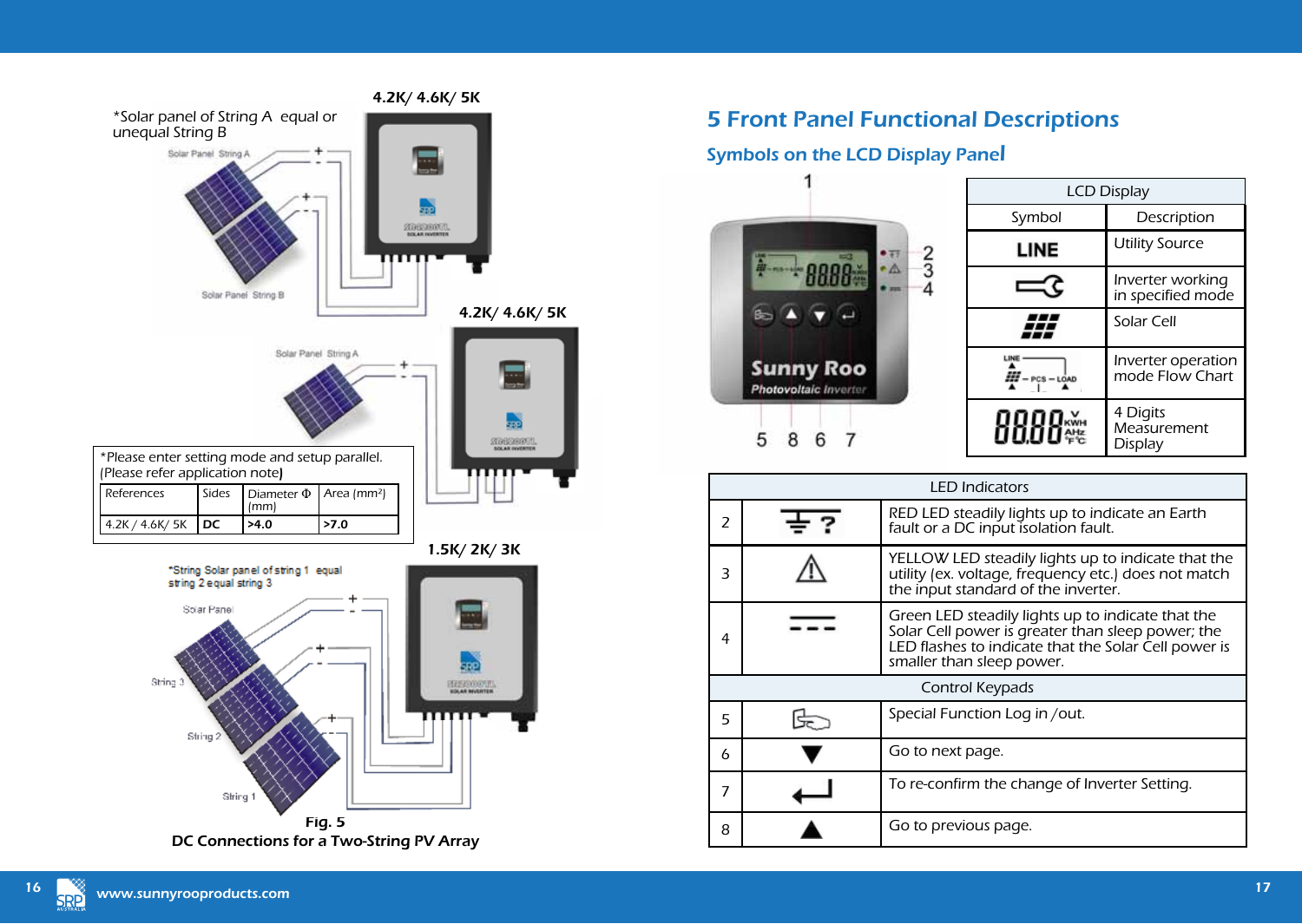4.2K/ 4.6K/ 5K

*Solar panel of String A equal or unequal String B

Solar Panel String A

Solar Panel String B

4.2K/ 4.6K/ 5K

Solar Panel String A

*Please enter setting mode and setup parallel. (Please refer application note)

| References | Sides | Diameter Φ (mm) | Area (mm²) |
|---|---|---|---|
| 4.2K / 4.6K/ 5K | DC | >4.0 | >7.0 |

1.5K/ 2K/ 3K

*String Solar panel of string 1 equal string 2 equal string 3

Solar Panel

String 3

String 2

String 1

Fig. 5
DC Connections for a Two-String PV Array

# 5 Front Panel Functional Descriptions

## Symbols on the LCD Display Panel

| LCD Display | |
|---|---|
| **Symbol** | **Description** |
| LINE | Utility Source |
| (inverter symbol) | Inverter working in specified mode |
| (solar cell symbol) | Solar Cell |
| LINE – PCS – LOAD | Inverter operation mode Flow Chart |
| 8888 V KWH AHz °F°C | 4 Digits Measurement Display |

| LED Indicators | | |
|---|---|---|
| 2 | (earth fault symbol) | RED LED steadily lights up to indicate an Earth fault or a DC input isolation fault. |
| 3 | ⚠ | YELLOW LED steadily lights up to indicate that the utility (ex. voltage, frequency etc.) does not match the input standard of the inverter. |
| 4 | (DC symbol) | Green LED steadily lights up to indicate that the Solar Cell power is greater than sleep power; the LED flashes to indicate that the Solar Cell power is smaller than sleep power. |
| **Control Keypads** | | |
| 5 | (hand symbol) | Special Function Log in /out. |
| 6 | ▼ | Go to next page. |
| 7 | ↵ | To re-confirm the change of Inverter Setting. |
| 8 | ▲ | Go to previous page. |

www.sunnyrooproducts.com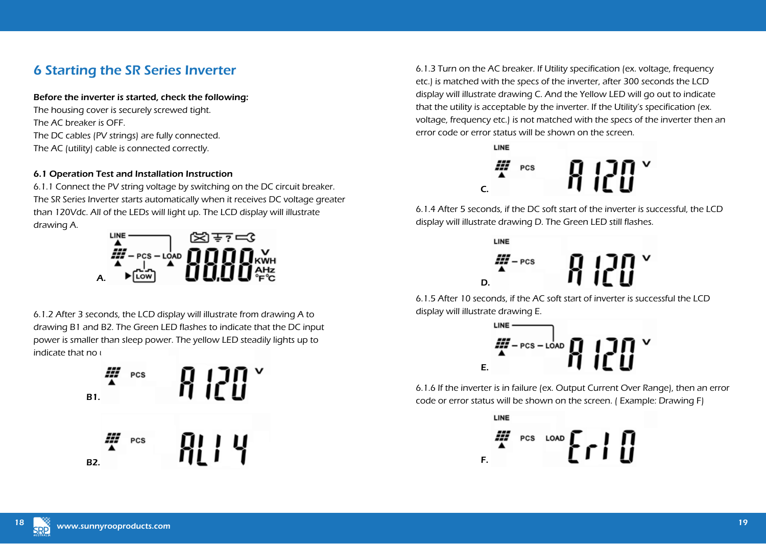# 6 Starting the SR Series Inverter

**Before the inverter is started, check the following:**

The housing cover is securely screwed tight.
The AC breaker is OFF.
The DC cables (PV strings) are fully connected.
The AC (utility) cable is connected correctly.

### 6.1 Operation Test and Installation Instruction

6.1.1 Connect the PV string voltage by switching on the DC circuit breaker. The SR Series Inverter starts automatically when it receives DC voltage greater than 120Vdc. All of the LEDs will light up. The LCD display will illustrate drawing A.

A.

6.1.2 After 3 seconds, the LCD display will illustrate from drawing A to drawing B1 and B2. The Green LED flashes to indicate that the DC input power is smaller than sleep power. The yellow LED steadily lights up to indicate that no u

B1.

B2.

6.1.3 Turn on the AC breaker. If Utility specification (ex. voltage, frequency etc.) is matched with the specs of the inverter, after 300 seconds the LCD display will illustrate drawing C. And the Yellow LED will go out to indicate that the utility is acceptable by the inverter. If the Utility's specification (ex. voltage, frequency etc.) is not matched with the specs of the inverter then an error code or error status will be shown on the screen.

C.

6.1.4 After 5 seconds, if the DC soft start of the inverter is successful, the LCD display will illustrate drawing D. The Green LED still flashes.

D.

6.1.5 After 10 seconds, if the AC soft start of inverter is successful the LCD display will illustrate drawing E.

E.

6.1.6 If the inverter is in failure (ex. Output Current Over Range), then an error code or error status will be shown on the screen. ( Example: Drawing F)

F.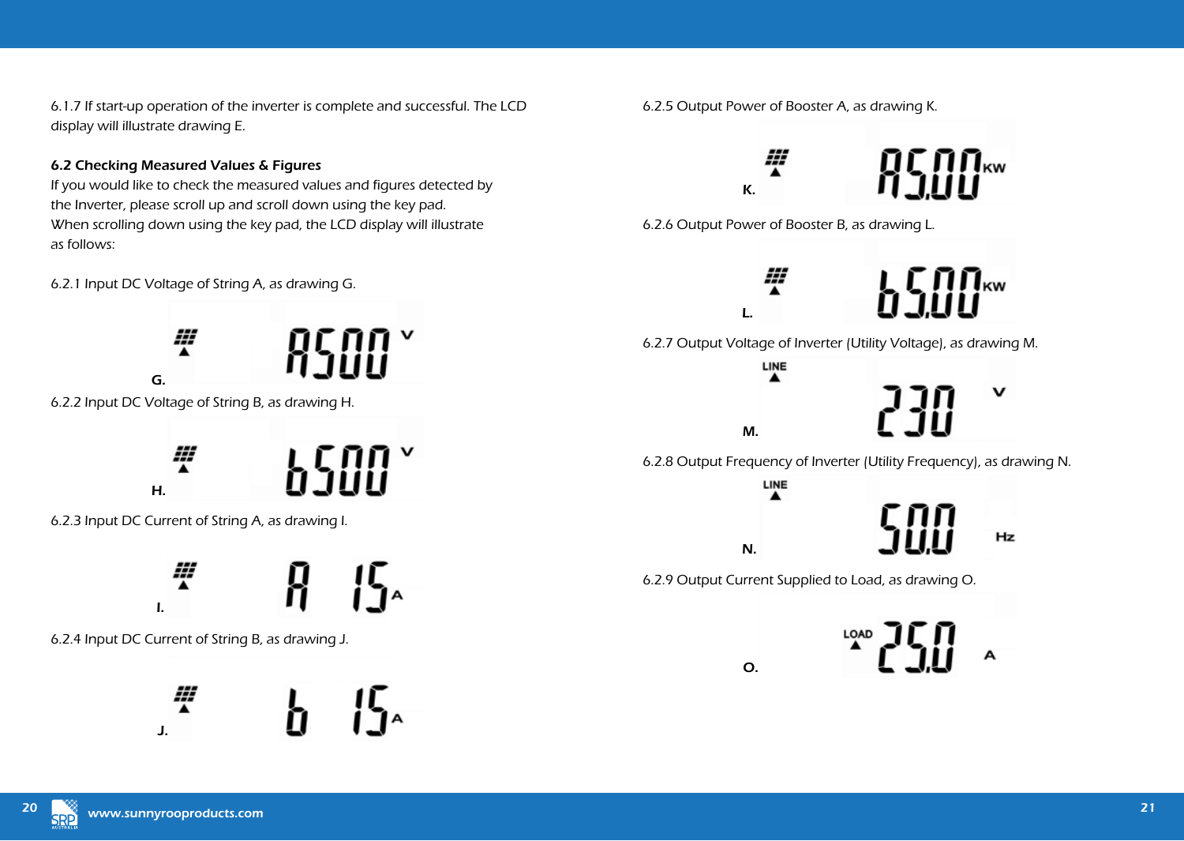6.1.7 If start-up operation of the inverter is complete and successful. The LCD display will illustrate drawing E.

**6.2 Checking Measured Values & Figures**

If you would like to check the measured values and figures detected by the Inverter, please scroll up and scroll down using the key pad.
When scrolling down using the key pad, the LCD display will illustrate as follows:

6.2.1 Input DC Voltage of String A, as drawing G.

G.

6.2.2 Input DC Voltage of String B, as drawing H.

H.

6.2.3 Input DC Current of String A, as drawing I.

I.

6.2.4 Input DC Current of String B, as drawing J.

J.

6.2.5 Output Power of Booster A, as drawing K.

K.

6.2.6 Output Power of Booster B, as drawing L.

L.

6.2.7 Output Voltage of Inverter (Utility Voltage), as drawing M.

M.

6.2.8 Output Frequency of Inverter (Utility Frequency), as drawing N.

N.

6.2.9 Output Current Supplied to Load, as drawing O.

O.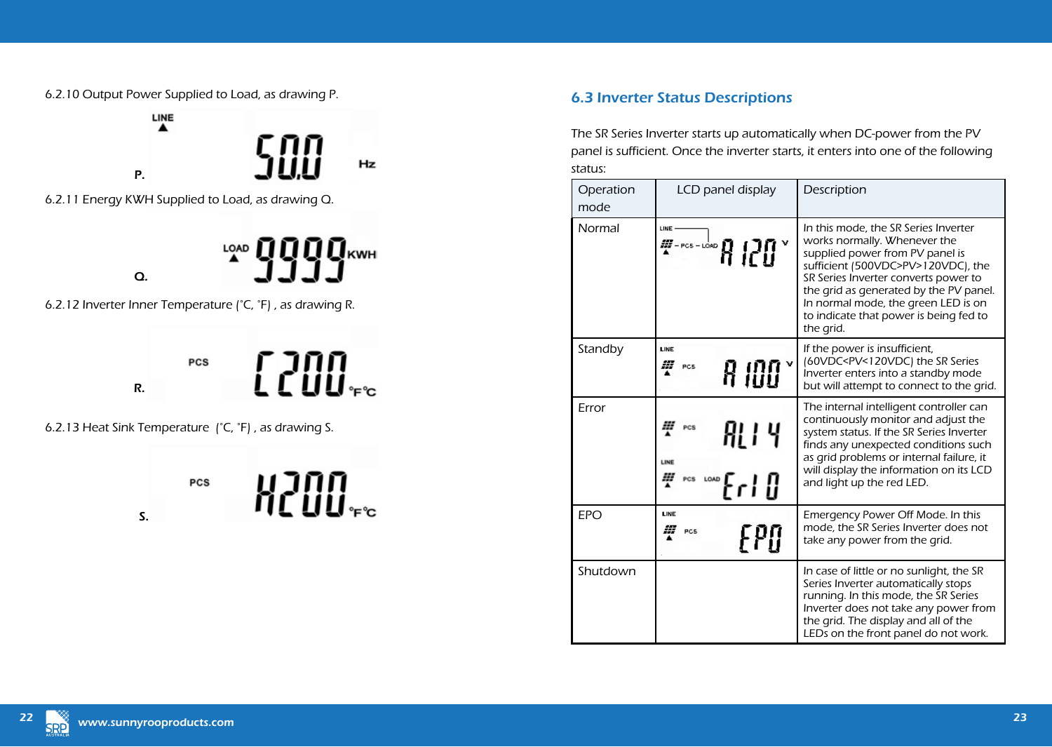6.2.10 Output Power Supplied to Load, as drawing P.

6.2.11 Energy KWH Supplied to Load, as drawing Q.

6.2.12 Inverter Inner Temperature (˚C, ˚F) , as drawing R.

6.2.13 Heat Sink Temperature (˚C, ˚F) , as drawing S.

## 6.3 Inverter Status Descriptions

The SR Series Inverter starts up automatically when DC-power from the PV panel is sufficient. Once the inverter starts, it enters into one of the following status:

| Operation mode | LCD panel display | Description |
|---|---|---|
| Normal | | In this mode, the SR Series Inverter works normally. Whenever the supplied power from PV panel is sufficient (500VDC>PV>120VDC), the SR Series Inverter converts power to the grid as generated by the PV panel. In normal mode, the green LED is on to indicate that power is being fed to the grid. |
| Standby | | If the power is insufficient, (60VDC<PV<120VDC) the SR Series Inverter enters into a standby mode but will attempt to connect to the grid. |
| Error | | The internal intelligent controller can continuously monitor and adjust the system status. If the SR Series Inverter finds any unexpected conditions such as grid problems or internal failure, it will display the information on its LCD and light up the red LED. |
| EPO | | Emergency Power Off Mode. In this mode, the SR Series Inverter does not take any power from the grid. |
| Shutdown | | In case of little or no sunlight, the SR Series Inverter automatically stops running. In this mode, the SR Series Inverter does not take any power from the grid. The display and all of the LEDs on the front panel do not work. |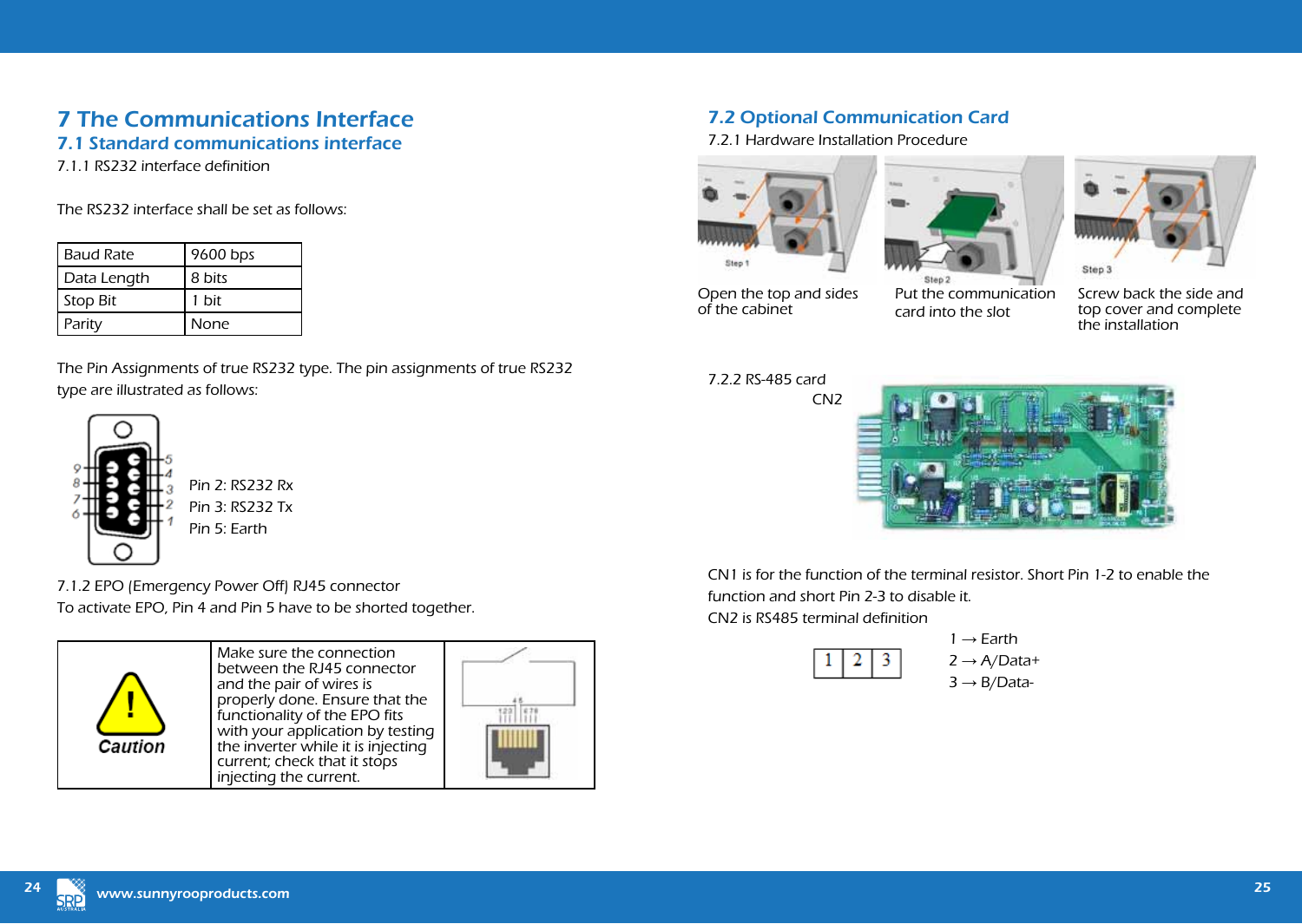# 7 The Communications Interface

## 7.1 Standard communications interface

7.1.1 RS232 interface definition

The RS232 interface shall be set as follows:

| Baud Rate | 9600 bps |
|---|---|
| Data Length | 8 bits |
| Stop Bit | 1 bit |
| Parity | None |

The Pin Assignments of true RS232 type. The pin assignments of true RS232 type are illustrated as follows:

Pin 2: RS232 Rx
Pin 3: RS232 Tx
Pin 5: Earth

7.1.2 EPO (Emergency Power Off) RJ45 connector
To activate EPO, Pin 4 and Pin 5 have to be shorted together.

| Caution | Make sure the connection between the RJ45 connector and the pair of wires is properly done. Ensure that the functionality of the EPO fits with your application by testing the inverter while it is injecting current; check that it stops injecting the current. | |
|---|---|---|

## 7.2 Optional Communication Card

7.2.1 Hardware Installation Procedure

| Step 1 | Step 2 | Step 3 |
|---|---|---|
| Open the top and sides of the cabinet | Put the communication card into the slot | Screw back the side and top cover and complete the installation |

7.2.2 RS-485 card

CN2

CN1 is for the function of the terminal resistor. Short Pin 1-2 to enable the function and short Pin 2-3 to disable it.
CN2 is RS485 terminal definition

1 → Earth
2 → A/Data+
3 → B/Data-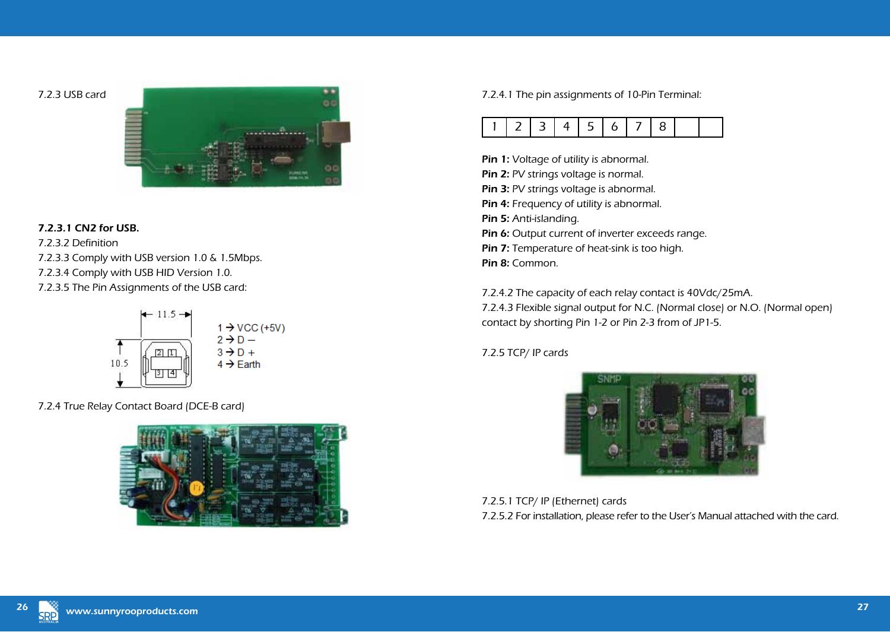7.2.3 USB card

**7.2.3.1 CN2 for USB.**

7.2.3.2 Definition

7.2.3.3 Comply with USB version 1.0 & 1.5Mbps.

7.2.3.4 Comply with USB HID Version 1.0.

7.2.3.5 The Pin Assignments of the USB card:

1 → VCC (+5V)
2 → D –
3 → D +
4 → Earth

7.2.4 True Relay Contact Board (DCE-B card)

7.2.4.1 The pin assignments of 10-Pin Terminal:

| 1 | 2 | 3 | 4 | 5 | 6 | 7 | 8 | | |
|---|---|---|---|---|---|---|---|---|---|

**Pin 1:** Voltage of utility is abnormal.
**Pin 2:** PV strings voltage is normal.
**Pin 3:** PV strings voltage is abnormal.
**Pin 4:** Frequency of utility is abnormal.
**Pin 5:** Anti-islanding.
**Pin 6:** Output current of inverter exceeds range.
**Pin 7:** Temperature of heat-sink is too high.
**Pin 8:** Common.

7.2.4.2 The capacity of each relay contact is 40Vdc/25mA.

7.2.4.3 Flexible signal output for N.C. (Normal close) or N.O. (Normal open) contact by shorting Pin 1-2 or Pin 2-3 from of JP1-5.

7.2.5 TCP/ IP cards

7.2.5.1 TCP/ IP (Ethernet) cards

7.2.5.2 For installation, please refer to the User's Manual attached with the card.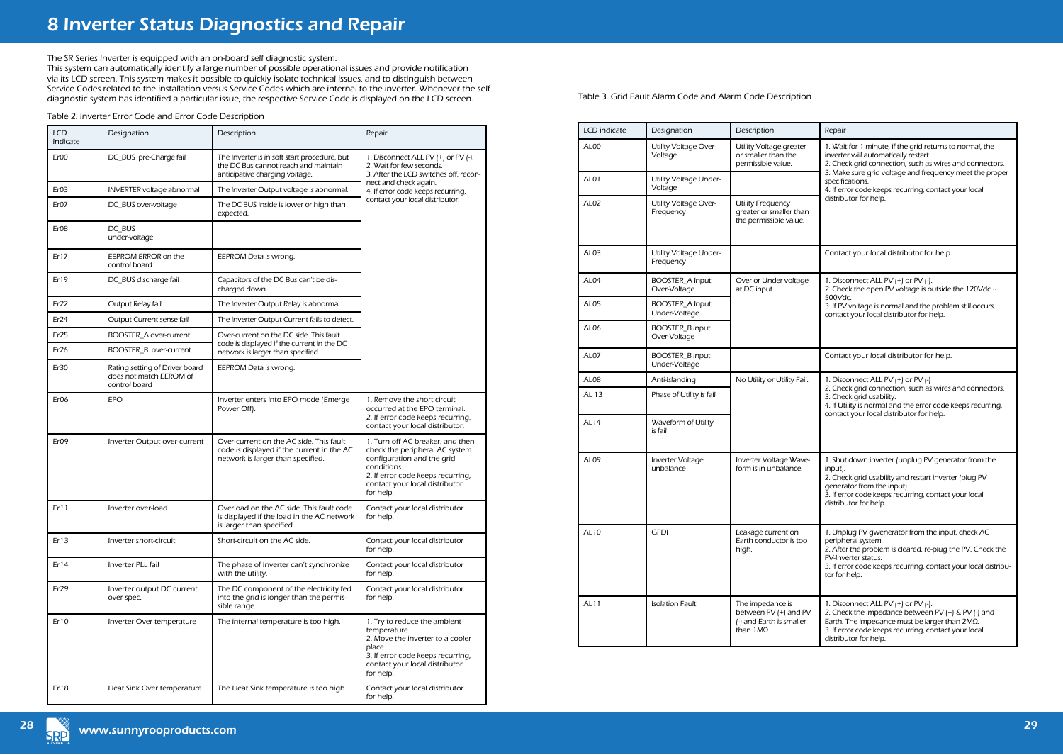# 8 Inverter Status Diagnostics and Repair

The SR Series Inverter is equipped with an on-board self diagnostic system.
This system can automatically identify a large number of possible operational issues and provide notification via its LCD screen. This system makes it possible to quickly isolate technical issues, and to distinguish between Service Codes related to the installation versus Service Codes which are internal to the inverter. Whenever the self diagnostic system has identified a particular issue, the respective Service Code is displayed on the LCD screen.

Table 2. Inverter Error Code and Error Code Description

| LCD Indicate | Designation | Description | Repair |
|---|---|---|---|
| Er00 | DC_BUS pre-Charge fail | The Inverter is in soft start procedure, but the DC Bus cannot reach and maintain anticipative charging voltage. | 1. Disconnect ALL PV (+) or PV (-). 2. Wait for few seconds. 3. After the LCD switches off, reconnect and check again. 4. If error code keeps recurring, contact your local distributor. |
| Er03 | INVERTER voltage abnormal | The Inverter Output voltage is abnormal. | |
| Er07 | DC_BUS over-voltage | The DC BUS inside is lower or high than expected. | |
| Er08 | DC_BUS under-voltage | | |
| Er17 | EEPROM ERROR on the control board | EEPROM Data is wrong. | |
| Er19 | DC_BUS discharge fail | Capacitors of the DC Bus can't be discharged down. | |
| Er22 | Output Relay fail | The Inverter Output Relay is abnormal. | |
| Er24 | Output Current sense fail | The Inverter Output Current fails to detect. | |
| Er25 | BOOSTER_A over-current | Over-current on the DC side. This fault code is displayed if the current in the DC network is larger than specified. | |
| Er26 | BOOSTER_B over-current | | |
| Er30 | Rating setting of Driver board does not match EEROM of control board | EEPROM Data is wrong. | |
| Er06 | EPO | Inverter enters into EPO mode (Emerge Power Off). | 1. Remove the short circuit occurred at the EPO terminal. 2. If error code keeps recurring, contact your local distributor. |
| Er09 | Inverter Output over-current | Over-current on the AC side. This fault code is displayed if the current in the AC network is larger than specified. | 1. Turn off AC breaker, and then check the peripheral AC system configuration and the grid conditions. 2. If error code keeps recurring, contact your local distributor for help. |
| Er11 | Inverter over-load | Overload on the AC side. This fault code is displayed if the load in the AC network is larger than specified. | Contact your local distributor for help. |
| Er13 | Inverter short-circuit | Short-circuit on the AC side. | Contact your local distributor for help. |
| Er14 | Inverter PLL fail | The phase of Inverter can't synchronize with the utility. | Contact your local distributor for help. |
| Er29 | Inverter output DC current over spec. | The DC component of the electricity fed into the grid is longer than the permissible range. | Contact your local distributor for help. |
| Er10 | Inverter Over temperature | The internal temperature is too high. | 1. Try to reduce the ambient temperature. 2. Move the inverter to a cooler place. 3. If error code keeps recurring, contact your local distributor for help. |
| Er18 | Heat Sink Over temperature | The Heat Sink temperature is too high. | Contact your local distributor for help. |

Table 3. Grid Fault Alarm Code and Alarm Code Description

| LCD indicate | Designation | Description | Repair |
|---|---|---|---|
| AL00 | Utility Voltage Over-Voltage | Utility Voltage greater or smaller than the permissible value. | 1. Wait for 1 minute, if the grid returns to normal, the inverter will automatically restart. 2. Check grid connection, such as wires and connectors. 3. Make sure grid voltage and frequency meet the proper specifications. 4. If error code keeps recurring, contact your local distributor for help. |
| AL01 | Utility Voltage Under-Voltage | | |
| AL02 | Utility Voltage Over-Frequency | Utility Frequency greater or smaller than the permissible value. | |
| AL03 | Utility Voltage Under-Frequency | | Contact your local distributor for help. |
| AL04 | BOOSTER_A Input Over-Voltage | Over or Under voltage at DC input. | 1. Disconnect ALL PV (+) or PV (-). 2. Check the open PV voltage is outside the 120Vdc ~ 500Vdc. 3. If PV voltage is normal and the problem still occurs, contact your local distributor for help. |
| AL05 | BOOSTER_A Input Under-Voltage | | |
| AL06 | BOOSTER_B Input Over-Voltage | | |
| AL07 | BOOSTER_B Input Under-Voltage | | Contact your local distributor for help. |
| AL08 | Anti-Islanding | No Utility or Utility Fail. | 1. Disconnect ALL PV (+) or PV (-) 2. Check grid connection, such as wires and connectors. 3. Check grid usability. 4. If Utility is normal and the error code keeps recurring, contact your local distributor for help. |
| AL 13 | Phase of Utility is fail | | |
| AL14 | Waveform of Utility is fail | | |
| AL09 | Inverter Voltage unbalance | Inverter Voltage Waveform is in unbalance. | 1. Shut down inverter (unplug PV generator from the input). 2. Check grid usability and restart inverter (plug PV generator from the input). 3. If error code keeps recurring, contact your local distributor for help. |
| AL10 | GFDI | Leakage current on Earth conductor is too high. | 1. Unplug PV gwenerator from the input, check AC peripheral system. 2. After the problem is cleared, re-plug the PV. Check the PV-Inverter status. 3. If error code keeps recurring, contact your local distributor for help. |
| AL11 | Isolation Fault | The impedance is between PV (+) and PV (-) and Earth is smaller than 1MΩ. | 1. Disconnect ALL PV (+) or PV (-). 2. Check the impedance between PV (+) & PV (-) and Earth. The impedance must be larger than 2MΩ. 3. If error code keeps recurring, contact your local distributor for help. |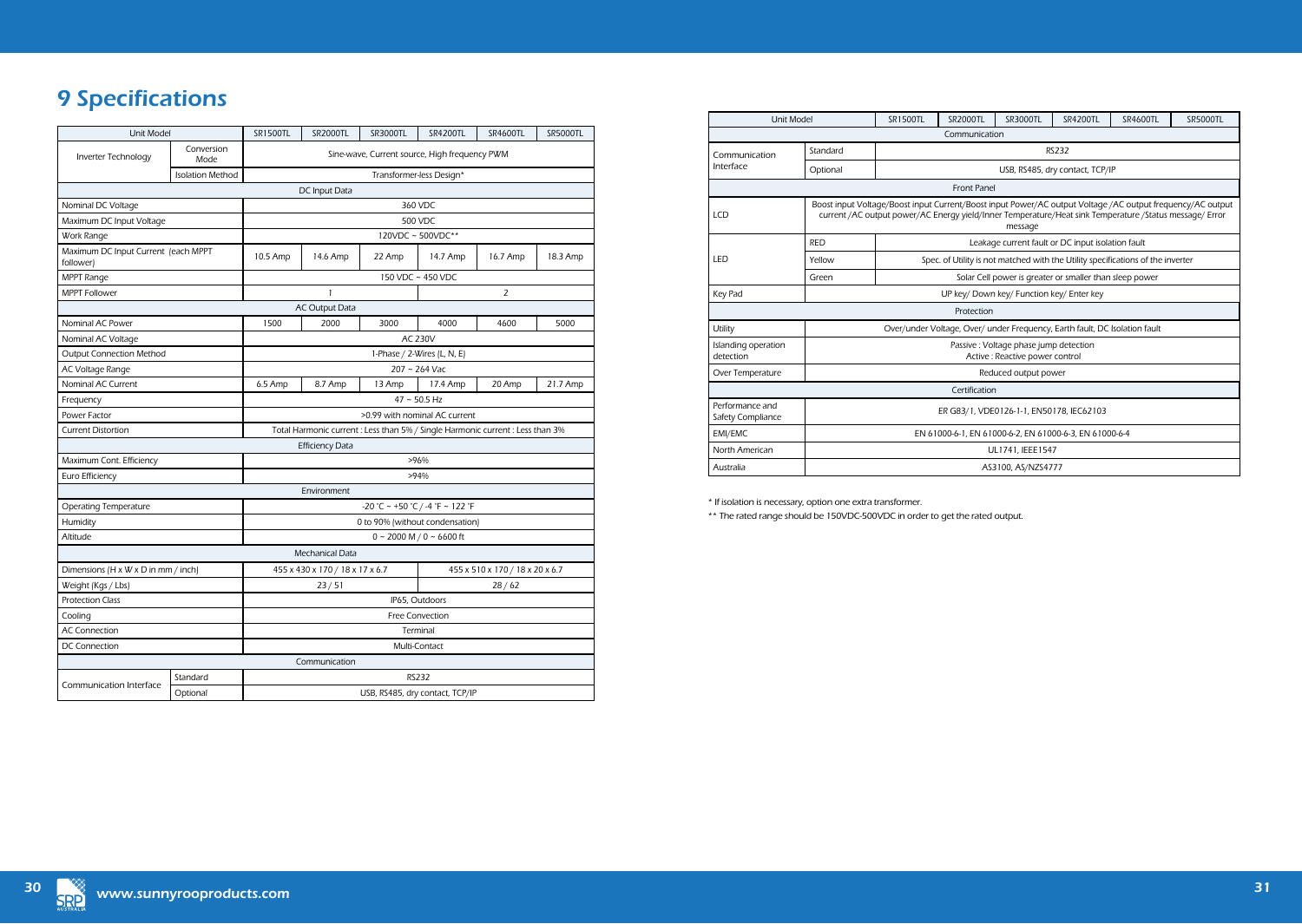# 9 Specifications

| Unit Model | | SR1500TL | SR2000TL | SR3000TL | SR4200TL | SR4600TL | SR5000TL |
|---|---|---|---|---|---|---|---|
| Inverter Technology | Conversion Mode | Sine-wave, Current source, High frequency PWM | | | | | |
| | Isolation Method | Transformer-less Design* | | | | | |
| DC Input Data | | | | | | | |
| Nominal DC Voltage | | 360 VDC | | | | | |
| Maximum DC Input Voltage | | 500 VDC | | | | | |
| Work Range | | 120VDC ~ 500VDC** | | | | | |
| Maximum DC Input Current (each MPPT follower) | | 10.5 Amp | 14.6 Amp | 22 Amp | 14.7 Amp | 16.7 Amp | 18.3 Amp |
| MPPT Range | | 150 VDC ~ 450 VDC | | | | | |
| MPPT Follower | | 1 | | | 2 | | |
| AC Output Data | | | | | | | |
| Nominal AC Power | | 1500 | 2000 | 3000 | 4000 | 4600 | 5000 |
| Nominal AC Voltage | | AC 230V | | | | | |
| Output Connection Method | | 1-Phase / 2-Wires (L, N, E) | | | | | |
| AC Voltage Range | | 207 ~ 264 Vac | | | | | |
| Nominal AC Current | | 6.5 Amp | 8.7 Amp | 13 Amp | 17.4 Amp | 20 Amp | 21.7 Amp |
| Frequency | | 47 ~ 50.5 Hz | | | | | |
| Power Factor | | >0.99 with nominal AC current | | | | | |
| Current Distortion | | Total Harmonic current : Less than 5% / Single Harmonic current : Less than 3% | | | | | |
| Efficiency Data | | | | | | | |
| Maximum Cont. Efficiency | | >96% | | | | | |
| Euro Efficiency | | >94% | | | | | |
| Environment | | | | | | | |
| Operating Temperature | | -20 °C ~ +50 °C / -4 °F ~ 122 °F | | | | | |
| Humidity | | 0 to 90% (without condensation) | | | | | |
| Altitude | | 0 ~ 2000 M / 0 ~ 6600 ft | | | | | |
| Mechanical Data | | | | | | | |
| Dimensions (H x W x D in mm / inch) | | 455 x 430 x 170 / 18 x 17 x 6.7 | | | 455 x 510 x 170 / 18 x 20 x 6.7 | | |
| Weight (Kgs / Lbs) | | 23 / 51 | | | 28 / 62 | | |
| Protection Class | | IP65, Outdoors | | | | | |
| Cooling | | Free Convection | | | | | |
| AC Connection | | Terminal | | | | | |
| DC Connection | | Multi-Contact | | | | | |
| Communication | | | | | | | |
| Communication Interface | Standard | RS232 | | | | | |
| | Optional | USB, RS485, dry contact, TCP/IP | | | | | |
| Front Panel | | | | | | | |
| LCD | | Boost input Voltage/Boost input Current/Boost input Power/AC output Voltage /AC output frequency/AC output current /AC output power/AC Energy yield/Inner Temperature/Heat sink Temperature /Status message/ Error message | | | | | |
| LED | RED | Leakage current fault or DC input isolation fault | | | | | |
| | Yellow | Spec. of Utility is not matched with the Utility specifications of the inverter | | | | | |
| | Green | Solar Cell power is greater or smaller than sleep power | | | | | |
| Key Pad | | UP key/ Down key/ Function key/ Enter key | | | | | |
| Protection | | | | | | | |
| Utility | | Over/under Voltage, Over/ under Frequency, Earth fault, DC Isolation fault | | | | | |
| Islanding operation detection | | Passive : Voltage phase jump detection<br>Active : Reactive power control | | | | | |
| Over Temperature | | Reduced output power | | | | | |
| Certification | | | | | | | |
| Performance and Safety Compliance | | ER G83/1, VDE0126-1-1, EN50178, IEC62103 | | | | | |
| EMI/EMC | | EN 61000-6-1, EN 61000-6-2, EN 61000-6-3, EN 61000-6-4 | | | | | |
| North American | | UL1741, IEEE1547 | | | | | |
| Australia | | AS3100, AS/NZS4777 | | | | | |

\* If isolation is necessary, option one extra transformer.

\*\* The rated range should be 150VDC-500VDC in order to get the rated output.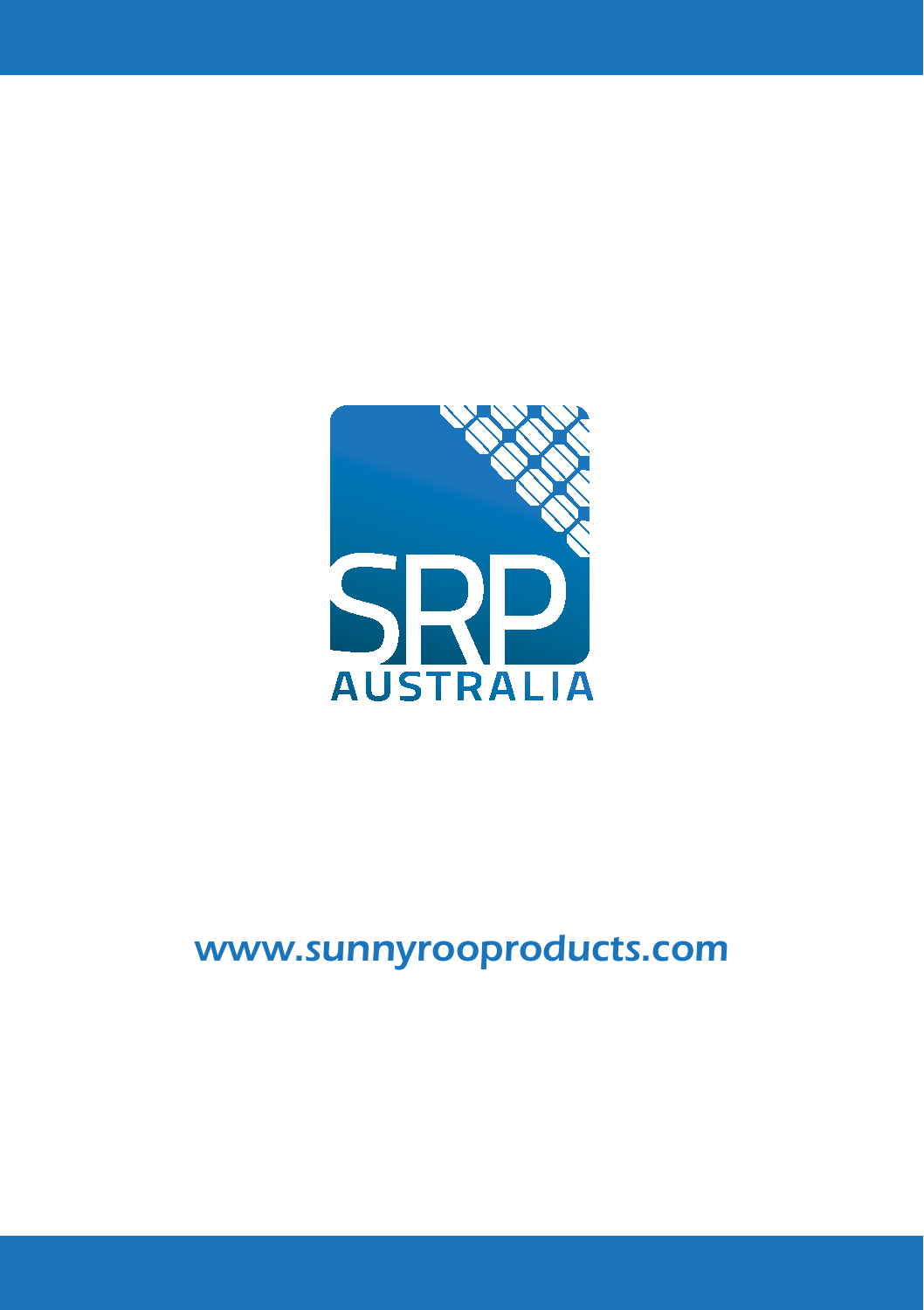SRP

AUSTRALIA

www.sunnyrooproducts.com